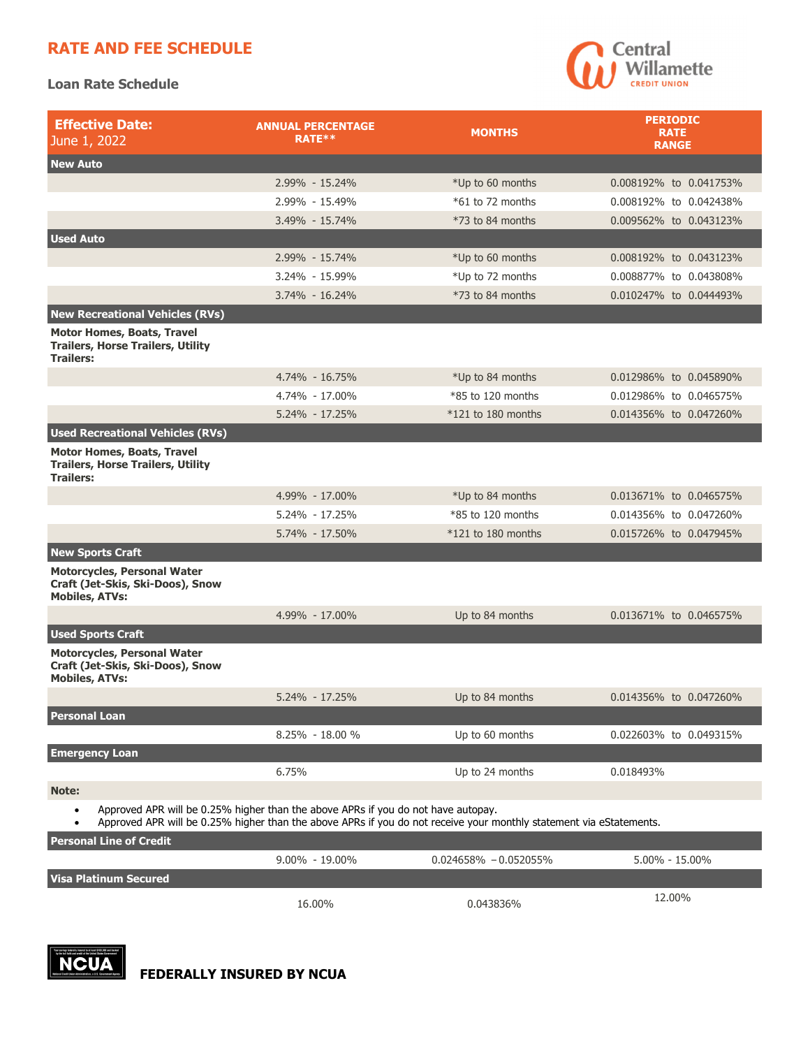# RATE AND FEE SCHEDULE

## Loan Rate Schedule

| **Effective Date:** June 1, 2022 | **ANNUAL PERCENTAGE RATE**** | **MONTHS** | **PERIODIC RATE RANGE** |
|---|---|---|---|
| **New Auto** | | | |
| | 2.99% - 15.24% | *Up to 60 months | 0.008192% to 0.041753% |
| | 2.99% - 15.49% | *61 to 72 months | 0.008192% to 0.042438% |
| | 3.49% - 15.74% | *73 to 84 months | 0.009562% to 0.043123% |
| **Used Auto** | | | |
| | 2.99% - 15.74% | *Up to 60 months | 0.008192% to 0.043123% |
| | 3.24% - 15.99% | *Up to 72 months | 0.008877% to 0.043808% |
| | 3.74% - 16.24% | *73 to 84 months | 0.010247% to 0.044493% |
| **New Recreational Vehicles (RVs)** | | | |
| **Motor Homes, Boats, Travel Trailers, Horse Trailers, Utility Trailers:** | | | |
| | 4.74% - 16.75% | *Up to 84 months | 0.012986% to 0.045890% |
| | 4.74% - 17.00% | *85 to 120 months | 0.012986% to 0.046575% |
| | 5.24% - 17.25% | *121 to 180 months | 0.014356% to 0.047260% |
| **Used Recreational Vehicles (RVs)** | | | |
| **Motor Homes, Boats, Travel Trailers, Horse Trailers, Utility Trailers:** | | | |
| | 4.99% - 17.00% | *Up to 84 months | 0.013671% to 0.046575% |
| | 5.24% - 17.25% | *85 to 120 months | 0.014356% to 0.047260% |
| | 5.74% - 17.50% | *121 to 180 months | 0.015726% to 0.047945% |
| **New Sports Craft** | | | |
| **Motorcycles, Personal Water Craft (Jet-Skis, Ski-Doos), Snow Mobiles, ATVs:** | | | |
| | 4.99% - 17.00% | Up to 84 months | 0.013671% to 0.046575% |
| **Used Sports Craft** | | | |
| **Motorcycles, Personal Water Craft (Jet-Skis, Ski-Doos), Snow Mobiles, ATVs:** | | | |
| | 5.24% - 17.25% | Up to 84 months | 0.014356% to 0.047260% |
| **Personal Loan** | | | |
| | 8.25% - 18.00 % | Up to 60 months | 0.022603% to 0.049315% |
| **Emergency Loan** | | | |
| | 6.75% | Up to 24 months | 0.018493% |

**Note:**

- Approved APR will be 0.25% higher than the above APRs if you do not have autopay.
- Approved APR will be 0.25% higher than the above APRs if you do not receive your monthly statement via eStatements.

| | | | |
|---|---|---|---|
| **Personal Line of Credit** | | | |
| | 9.00% - 19.00% | 0.024658% – 0.052055% | 5.00% - 15.00% |
| **Visa Platinum Secured** | | | |
| | 16.00% | 0.043836% | 12.00% |

**FEDERALLY INSURED BY NCUA**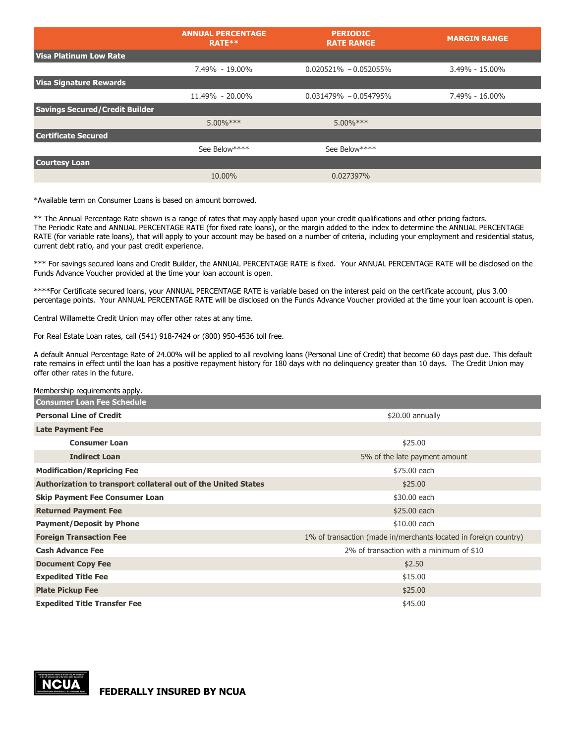| | ANNUAL PERCENTAGE RATE** | PERIODIC RATE RANGE | MARGIN RANGE |
|---|---|---|---|
| **Visa Platinum Low Rate** | | | |
| | 7.49% - 19.00% | 0.020521% – 0.052055% | 3.49% - 15.00% |
| **Visa Signature Rewards** | | | |
| | 11.49% - 20.00% | 0.031479% – 0.054795% | 7.49% - 16.00% |
| **Savings Secured/Credit Builder** | | | |
| | 5.00%*** | 5.00%*** | |
| **Certificate Secured** | | | |
| | See Below**** | See Below**** | |
| **Courtesy Loan** | | | |
| | 10.00% | 0.027397% | |

*Available term on Consumer Loans is based on amount borrowed.

** The Annual Percentage Rate shown is a range of rates that may apply based upon your credit qualifications and other pricing factors. The Periodic Rate and ANNUAL PERCENTAGE RATE (for fixed rate loans), or the margin added to the index to determine the ANNUAL PERCENTAGE RATE (for variable rate loans), that will apply to your account may be based on a number of criteria, including your employment and residential status, current debt ratio, and your past credit experience.

*** For savings secured loans and Credit Builder, the ANNUAL PERCENTAGE RATE is fixed. Your ANNUAL PERCENTAGE RATE will be disclosed on the Funds Advance Voucher provided at the time your loan account is open.

****For Certificate secured loans, your ANNUAL PERCENTAGE RATE is variable based on the interest paid on the certificate account, plus 3.00 percentage points. Your ANNUAL PERCENTAGE RATE will be disclosed on the Funds Advance Voucher provided at the time your loan account is open.

Central Willamette Credit Union may offer other rates at any time.

For Real Estate Loan rates, call (541) 918-7424 or (800) 950-4536 toll free.

A default Annual Percentage Rate of 24.00% will be applied to all revolving loans (Personal Line of Credit) that become 60 days past due. This default rate remains in effect until the loan has a positive repayment history for 180 days with no delinquency greater than 10 days. The Credit Union may offer other rates in the future.

Membership requirements apply.

| Consumer Loan Fee Schedule | |
|---|---|
| **Personal Line of Credit** | $20.00 annually |
| **Late Payment Fee** | |
| **Consumer Loan** | $25.00 |
| **Indirect Loan** | 5% of the late payment amount |
| **Modification/Repricing Fee** | $75.00 each |
| **Authorization to transport collateral out of the United States** | $25.00 |
| **Skip Payment Fee Consumer Loan** | $30.00 each |
| **Returned Payment Fee** | $25.00 each |
| **Payment/Deposit by Phone** | $10.00 each |
| **Foreign Transaction Fee** | 1% of transaction (made in/merchants located in foreign country) |
| **Cash Advance Fee** | 2% of transaction with a minimum of $10 |
| **Document Copy Fee** | $2.50 |
| **Expedited Title Fee** | $15.00 |
| **Plate Pickup Fee** | $25.00 |
| **Expedited Title Transfer Fee** | $45.00 |

**FEDERALLY INSURED BY NCUA**